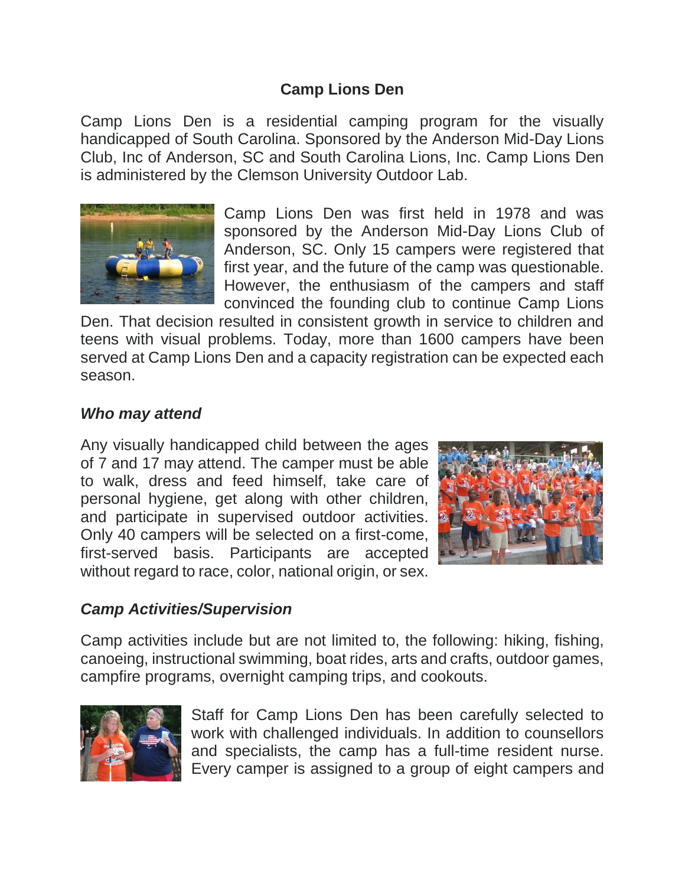# Camp Lions Den

Camp Lions Den is a residential camping program for the visually handicapped of South Carolina. Sponsored by the Anderson Mid-Day Lions Club, Inc of Anderson, SC and South Carolina Lions, Inc. Camp Lions Den is administered by the Clemson University Outdoor Lab.

Camp Lions Den was first held in 1978 and was sponsored by the Anderson Mid-Day Lions Club of Anderson, SC. Only 15 campers were registered that first year, and the future of the camp was questionable. However, the enthusiasm of the campers and staff convinced the founding club to continue Camp Lions Den. That decision resulted in consistent growth in service to children and teens with visual problems. Today, more than 1600 campers have been served at Camp Lions Den and a capacity registration can be expected each season.

## *Who may attend*

Any visually handicapped child between the ages of 7 and 17 may attend. The camper must be able to walk, dress and feed himself, take care of personal hygiene, get along with other children, and participate in supervised outdoor activities. Only 40 campers will be selected on a first-come, first-served basis. Participants are accepted without regard to race, color, national origin, or sex.

## *Camp Activities/Supervision*

Camp activities include but are not limited to, the following: hiking, fishing, canoeing, instructional swimming, boat rides, arts and crafts, outdoor games, campfire programs, overnight camping trips, and cookouts.

Staff for Camp Lions Den has been carefully selected to work with challenged individuals. In addition to counsellors and specialists, the camp has a full-time resident nurse. Every camper is assigned to a group of eight campers and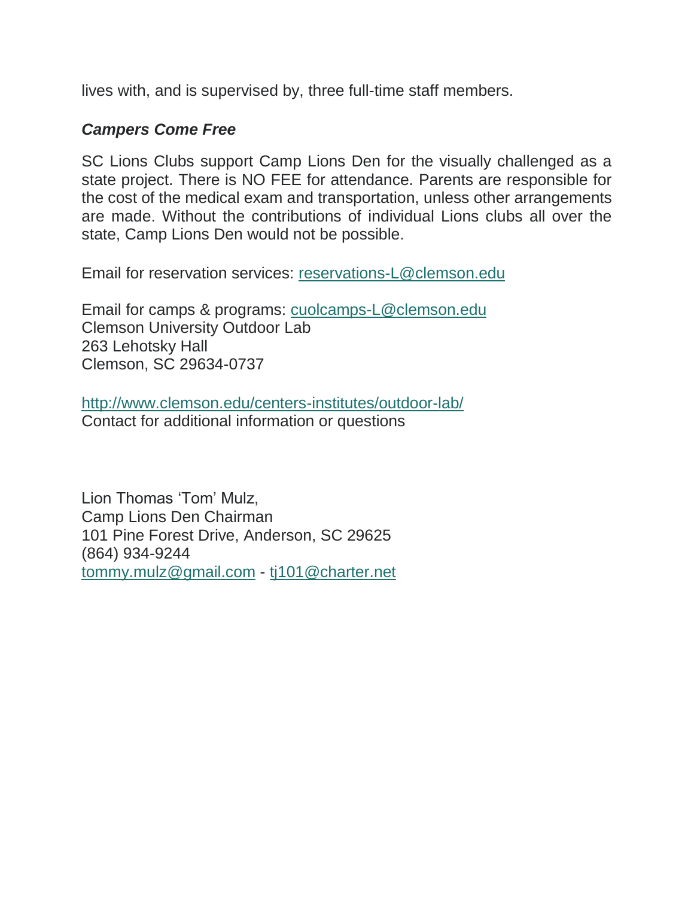lives with, and is supervised by, three full-time staff members.

***Campers Come Free***

SC Lions Clubs support Camp Lions Den for the visually challenged as a state project. There is NO FEE for attendance. Parents are responsible for the cost of the medical exam and transportation, unless other arrangements are made. Without the contributions of individual Lions clubs all over the state, Camp Lions Den would not be possible.

Email for reservation services: reservations-L@clemson.edu

Email for camps & programs: cuolcamps-L@clemson.edu
Clemson University Outdoor Lab
263 Lehotsky Hall
Clemson, SC 29634-0737

http://www.clemson.edu/centers-institutes/outdoor-lab/
Contact for additional information or questions

Lion Thomas 'Tom' Mulz,
Camp Lions Den Chairman
101 Pine Forest Drive, Anderson, SC 29625
(864) 934-9244
tommy.mulz@gmail.com - tj101@charter.net